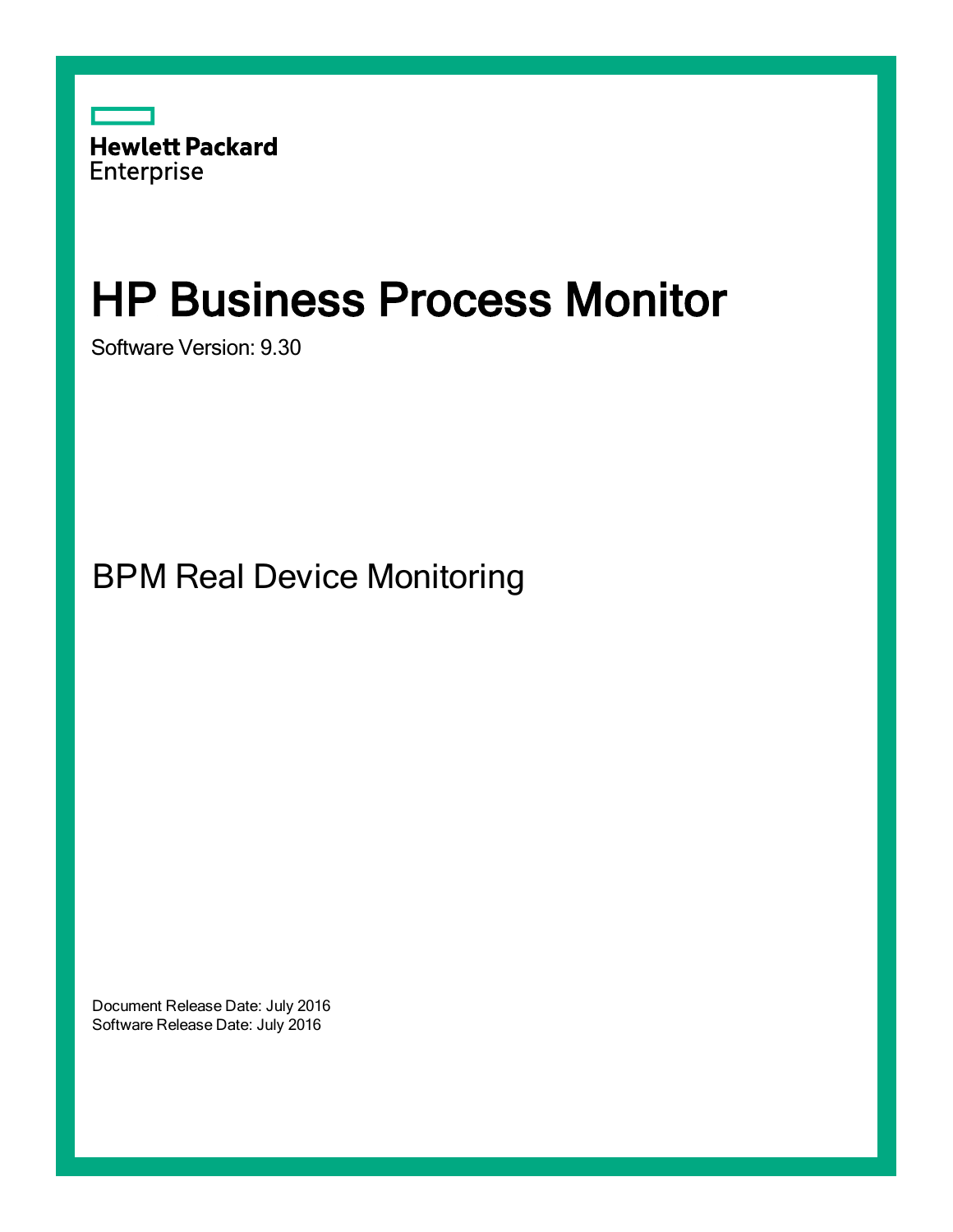Hewlett Packard
Enterprise

# HP Business Process Monitor

Software Version: 9.30

## BPM Real Device Monitoring

Document Release Date: July 2016
Software Release Date: July 2016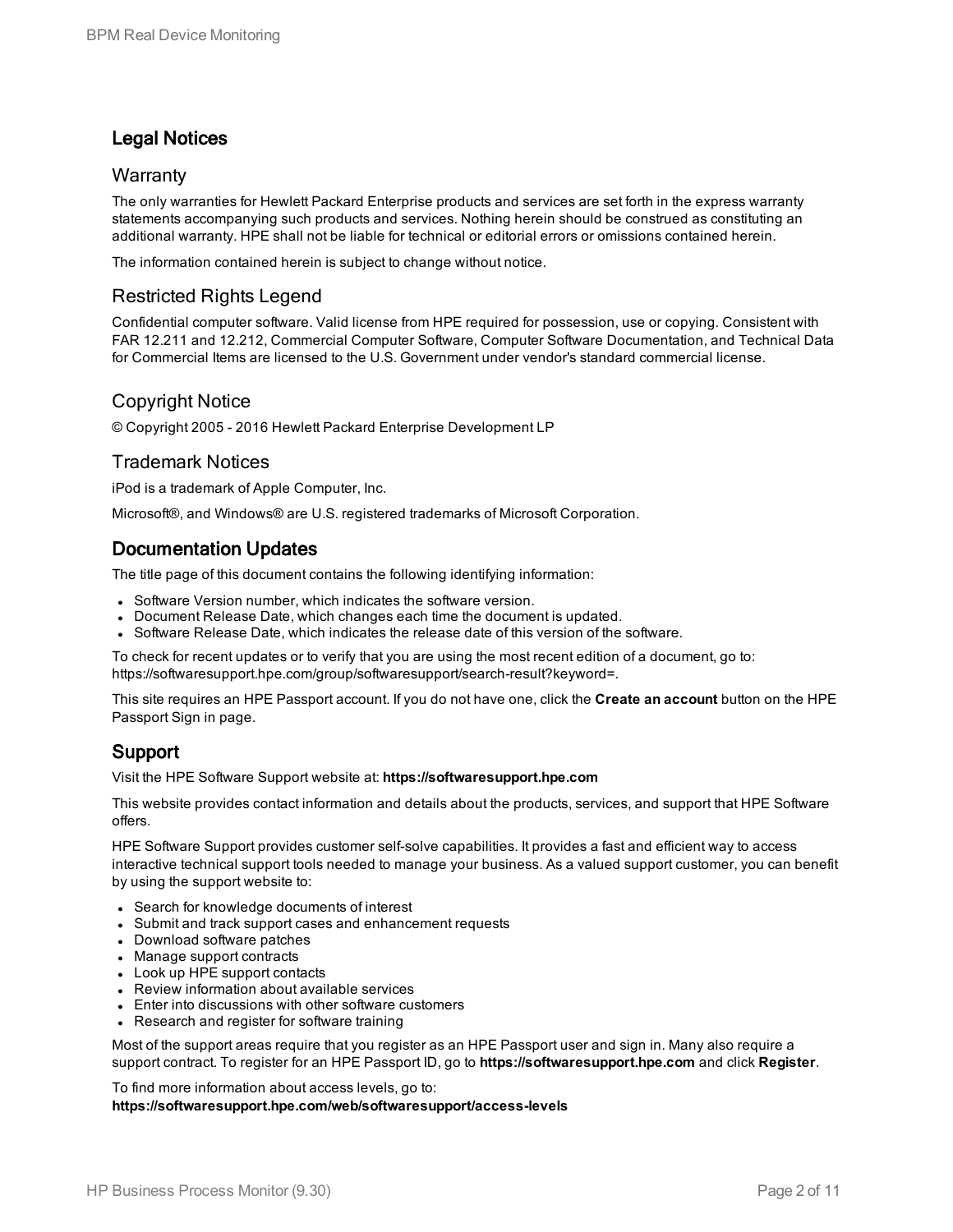## Legal Notices

### Warranty

The only warranties for Hewlett Packard Enterprise products and services are set forth in the express warranty statements accompanying such products and services. Nothing herein should be construed as constituting an additional warranty. HPE shall not be liable for technical or editorial errors or omissions contained herein.

The information contained herein is subject to change without notice.

### Restricted Rights Legend

Confidential computer software. Valid license from HPE required for possession, use or copying. Consistent with FAR 12.211 and 12.212, Commercial Computer Software, Computer Software Documentation, and Technical Data for Commercial Items are licensed to the U.S. Government under vendor's standard commercial license.

### Copyright Notice

© Copyright 2005 - 2016 Hewlett Packard Enterprise Development LP

### Trademark Notices

iPod is a trademark of Apple Computer, Inc.

Microsoft®, and Windows® are U.S. registered trademarks of Microsoft Corporation.

## Documentation Updates

The title page of this document contains the following identifying information:

- Software Version number, which indicates the software version.
- Document Release Date, which changes each time the document is updated.
- Software Release Date, which indicates the release date of this version of the software.

To check for recent updates or to verify that you are using the most recent edition of a document, go to: https://softwaresupport.hpe.com/group/softwaresupport/search-result?keyword=.

This site requires an HPE Passport account. If you do not have one, click the **Create an account** button on the HPE Passport Sign in page.

## Support

Visit the HPE Software Support website at: **https://softwaresupport.hpe.com**

This website provides contact information and details about the products, services, and support that HPE Software offers.

HPE Software Support provides customer self-solve capabilities. It provides a fast and efficient way to access interactive technical support tools needed to manage your business. As a valued support customer, you can benefit by using the support website to:

- Search for knowledge documents of interest
- Submit and track support cases and enhancement requests
- Download software patches
- Manage support contracts
- Look up HPE support contacts
- Review information about available services
- Enter into discussions with other software customers
- Research and register for software training

Most of the support areas require that you register as an HPE Passport user and sign in. Many also require a support contract. To register for an HPE Passport ID, go to **https://softwaresupport.hpe.com** and click **Register**.

To find more information about access levels, go to:
**https://softwaresupport.hpe.com/web/softwaresupport/access-levels**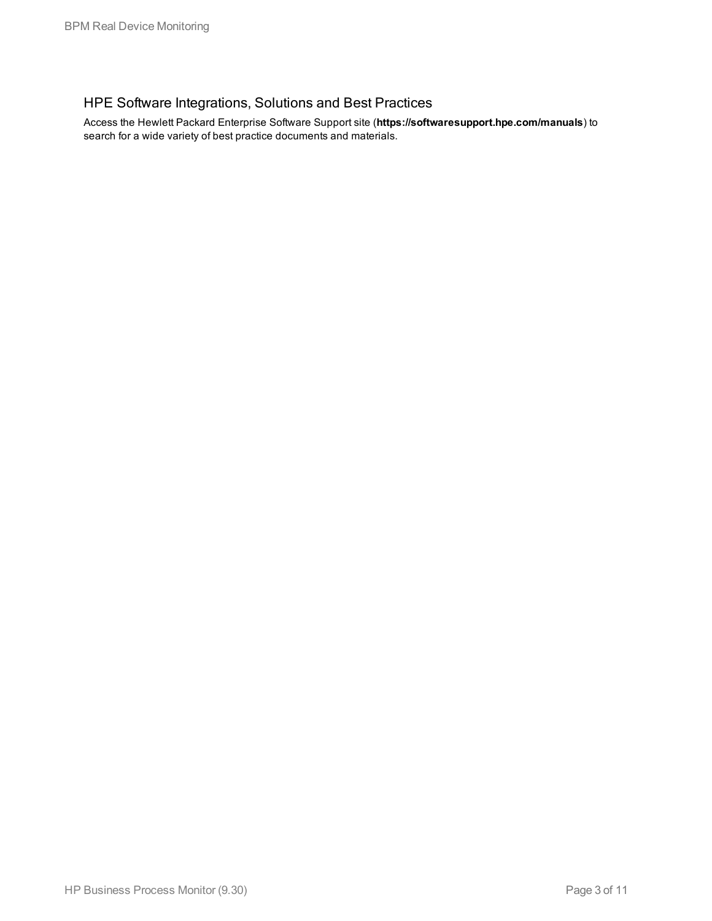## HPE Software Integrations, Solutions and Best Practices

Access the Hewlett Packard Enterprise Software Support site (**https://softwaresupport.hpe.com/manuals**) to search for a wide variety of best practice documents and materials.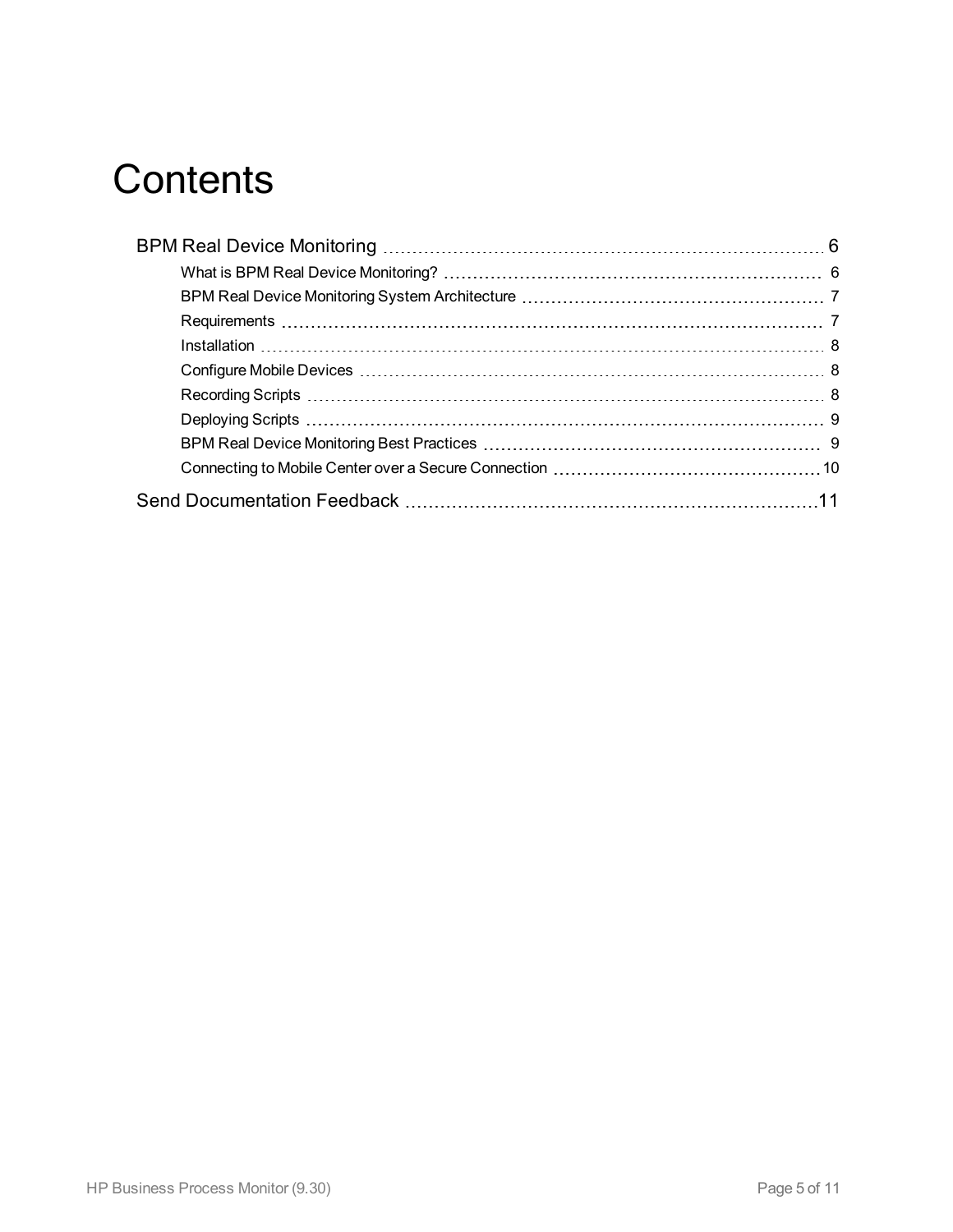# Contents

- BPM Real Device Monitoring 6
  - What is BPM Real Device Monitoring? 6
  - BPM Real Device Monitoring System Architecture 7
  - Requirements 7
  - Installation 8
  - Configure Mobile Devices 8
  - Recording Scripts 8
  - Deploying Scripts 9
  - BPM Real Device Monitoring Best Practices 9
  - Connecting to Mobile Center over a Secure Connection 10
- Send Documentation Feedback 11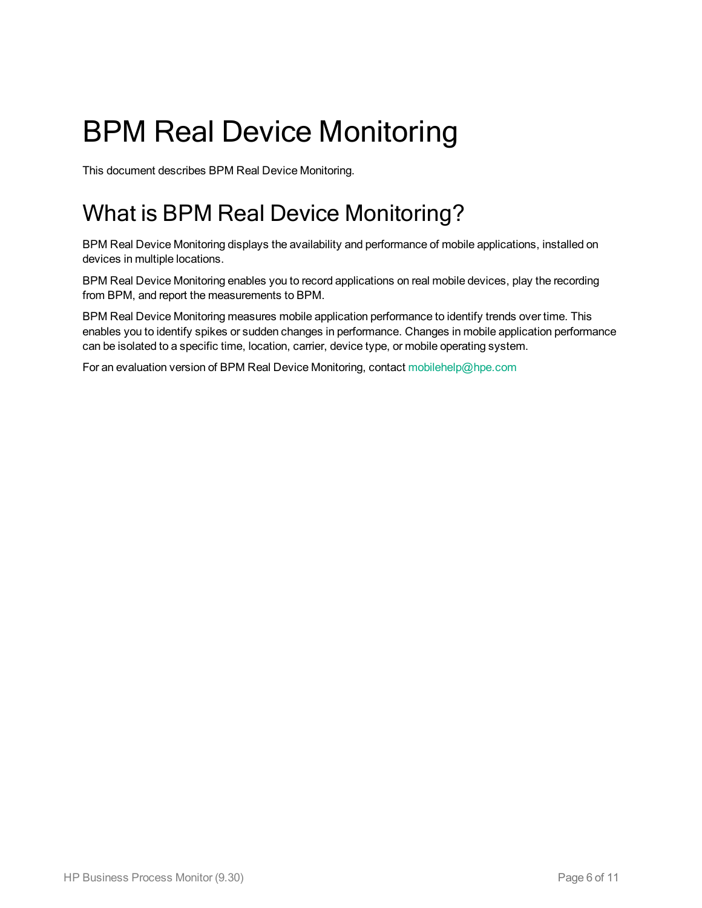# BPM Real Device Monitoring

This document describes BPM Real Device Monitoring.

## What is BPM Real Device Monitoring?

BPM Real Device Monitoring displays the availability and performance of mobile applications, installed on devices in multiple locations.

BPM Real Device Monitoring enables you to record applications on real mobile devices, play the recording from BPM, and report the measurements to BPM.

BPM Real Device Monitoring measures mobile application performance to identify trends over time. This enables you to identify spikes or sudden changes in performance. Changes in mobile application performance can be isolated to a specific time, location, carrier, device type, or mobile operating system.

For an evaluation version of BPM Real Device Monitoring, contact mobilehelp@hpe.com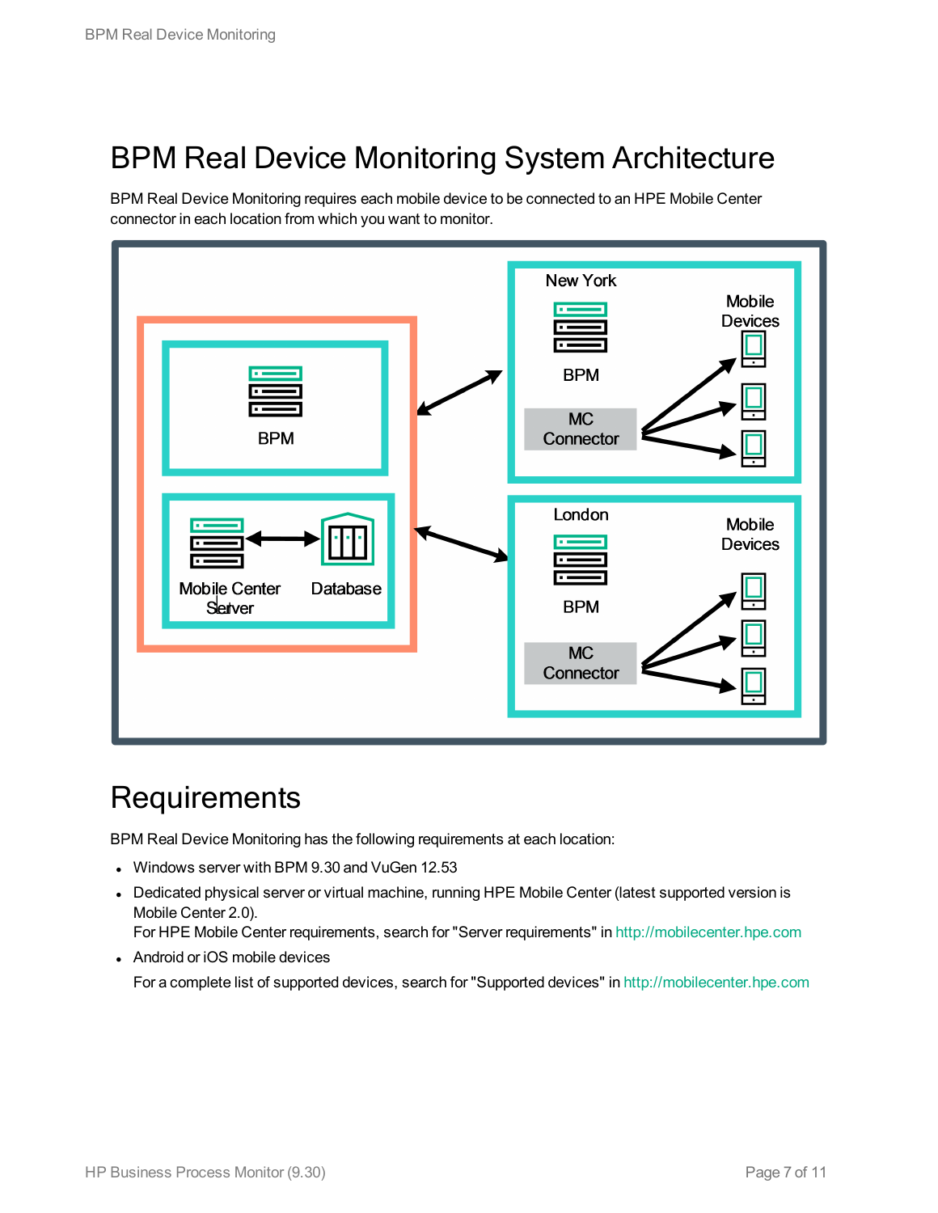# BPM Real Device Monitoring System Architecture

BPM Real Device Monitoring requires each mobile device to be connected to an HPE Mobile Center connector in each location from which you want to monitor.

## Requirements

BPM Real Device Monitoring has the following requirements at each location:

- Windows server with BPM 9.30 and VuGen 12.53
- Dedicated physical server or virtual machine, running HPE Mobile Center (latest supported version is Mobile Center 2.0).
  For HPE Mobile Center requirements, search for "Server requirements" in http://mobilecenter.hpe.com
- Android or iOS mobile devices
  For a complete list of supported devices, search for "Supported devices" in http://mobilecenter.hpe.com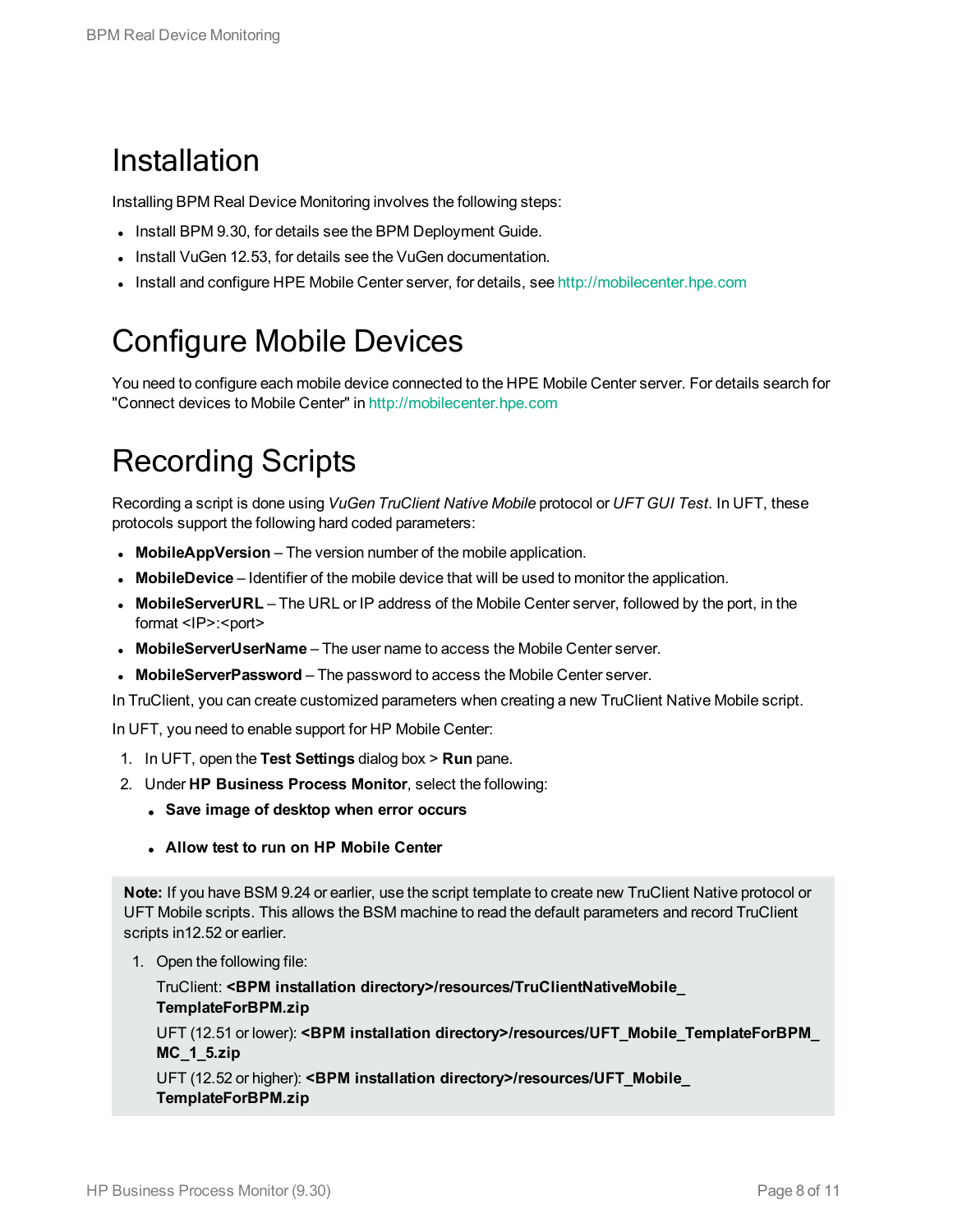# Installation

Installing BPM Real Device Monitoring involves the following steps:

- Install BPM 9.30, for details see the BPM Deployment Guide.
- Install VuGen 12.53, for details see the VuGen documentation.
- Install and configure HPE Mobile Center server, for details, see http://mobilecenter.hpe.com

# Configure Mobile Devices

You need to configure each mobile device connected to the HPE Mobile Center server. For details search for "Connect devices to Mobile Center" in http://mobilecenter.hpe.com

# Recording Scripts

Recording a script is done using *VuGen TruClient Native Mobile* protocol or *UFT GUI Test*. In UFT, these protocols support the following hard coded parameters:

- **MobileAppVersion** – The version number of the mobile application.
- **MobileDevice** – Identifier of the mobile device that will be used to monitor the application.
- **MobileServerURL** – The URL or IP address of the Mobile Center server, followed by the port, in the format <IP>:<port>
- **MobileServerUserName** – The user name to access the Mobile Center server.
- **MobileServerPassword** – The password to access the Mobile Center server.

In TruClient, you can create customized parameters when creating a new TruClient Native Mobile script.

In UFT, you need to enable support for HP Mobile Center:

1. In UFT, open the **Test Settings** dialog box > **Run** pane.
2. Under **HP Business Process Monitor**, select the following:
   - **Save image of desktop when error occurs**
   - **Allow test to run on HP Mobile Center**

> **Note:** If you have BSM 9.24 or earlier, use the script template to create new TruClient Native protocol or UFT Mobile scripts. This allows the BSM machine to read the default parameters and record TruClient scripts in12.52 or earlier.
>
> 1. Open the following file:
>
>    TruClient: **<BPM installation directory>/resources/TruClientNativeMobile_TemplateForBPM.zip**
>
>    UFT (12.51 or lower): **<BPM installation directory>/resources/UFT_Mobile_TemplateForBPM_MC_1_5.zip**
>
>    UFT (12.52 or higher): **<BPM installation directory>/resources/UFT_Mobile_TemplateForBPM.zip**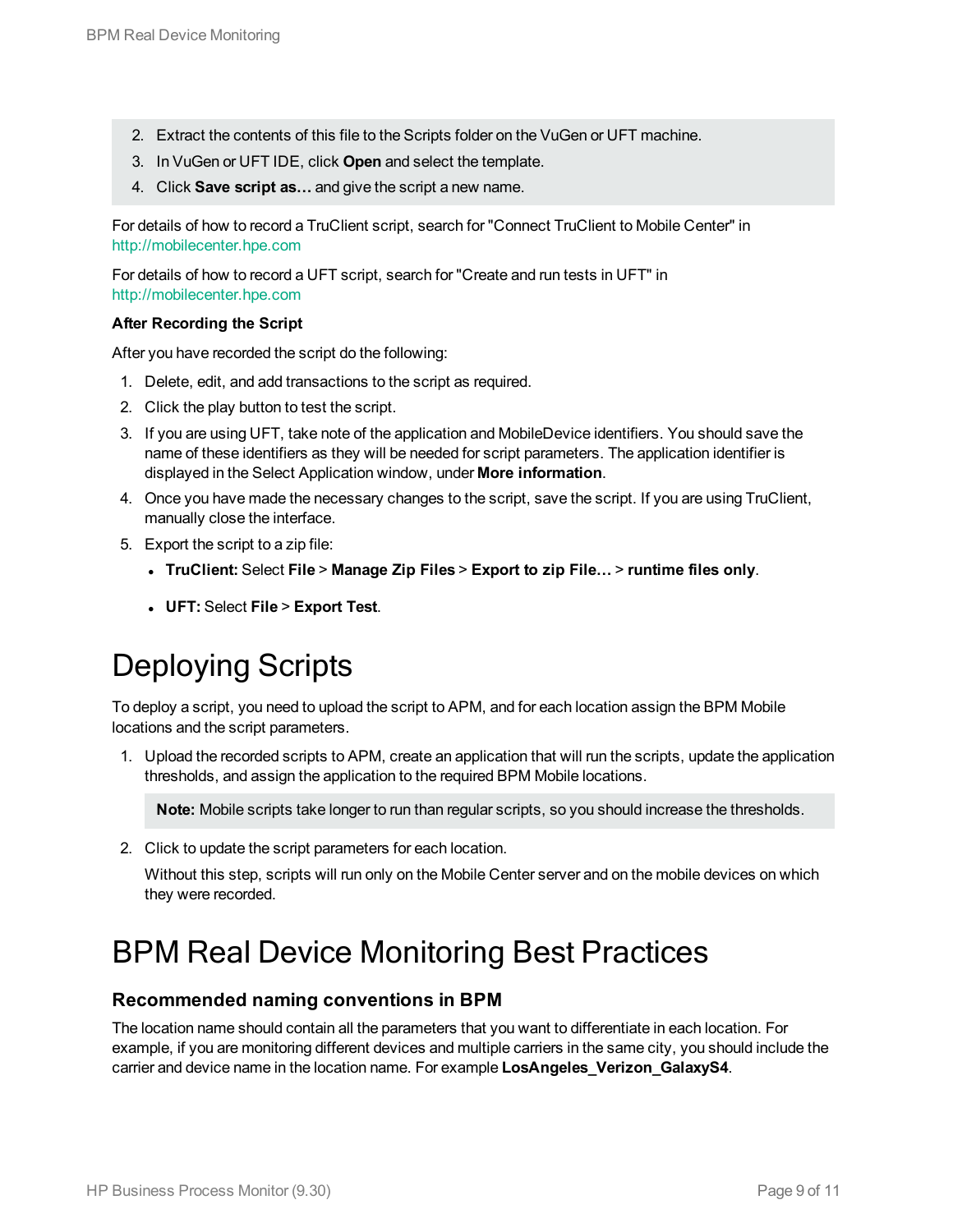2. Extract the contents of this file to the Scripts folder on the VuGen or UFT machine.
3. In VuGen or UFT IDE, click **Open** and select the template.
4. Click **Save script as…** and give the script a new name.

For details of how to record a TruClient script, search for "Connect TruClient to Mobile Center" in http://mobilecenter.hpe.com

For details of how to record a UFT script, search for "Create and run tests in UFT" in http://mobilecenter.hpe.com

**After Recording the Script**

After you have recorded the script do the following:

1. Delete, edit, and add transactions to the script as required.
2. Click the play button to test the script.
3. If you are using UFT, take note of the application and MobileDevice identifiers. You should save the name of these identifiers as they will be needed for script parameters. The application identifier is displayed in the Select Application window, under **More information**.
4. Once you have made the necessary changes to the script, save the script. If you are using TruClient, manually close the interface.
5. Export the script to a zip file:
   - **TruClient:** Select **File** > **Manage Zip Files** > **Export to zip File…** > **runtime files only**.
   - **UFT:** Select **File** > **Export Test**.

# Deploying Scripts

To deploy a script, you need to upload the script to APM, and for each location assign the BPM Mobile locations and the script parameters.

1. Upload the recorded scripts to APM, create an application that will run the scripts, update the application thresholds, and assign the application to the required BPM Mobile locations.

   **Note:** Mobile scripts take longer to run than regular scripts, so you should increase the thresholds.

2. Click to update the script parameters for each location.

   Without this step, scripts will run only on the Mobile Center server and on the mobile devices on which they were recorded.

# BPM Real Device Monitoring Best Practices

## Recommended naming conventions in BPM

The location name should contain all the parameters that you want to differentiate in each location. For example, if you are monitoring different devices and multiple carriers in the same city, you should include the carrier and device name in the location name. For example **LosAngeles_Verizon_GalaxyS4**.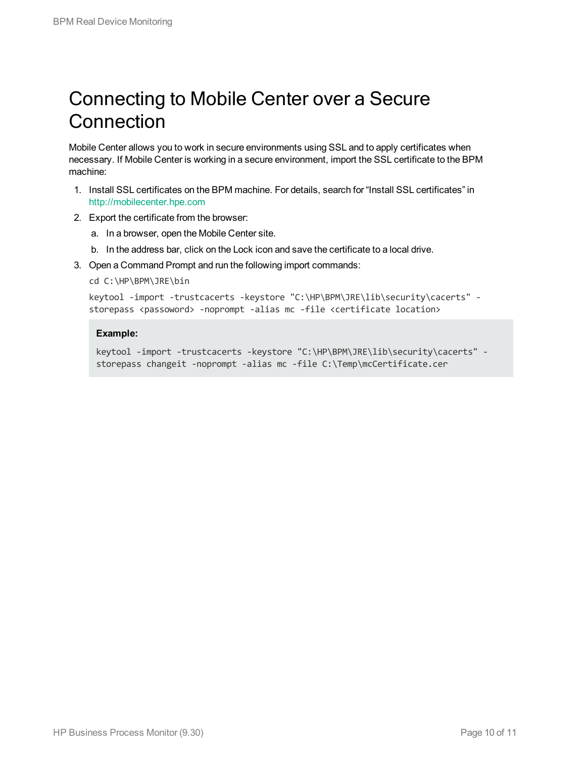# Connecting to Mobile Center over a Secure Connection

Mobile Center allows you to work in secure environments using SSL and to apply certificates when necessary. If Mobile Center is working in a secure environment, import the SSL certificate to the BPM machine:

1. Install SSL certificates on the BPM machine. For details, search for “Install SSL certificates” in http://mobilecenter.hpe.com
2. Export the certificate from the browser:
   a. In a browser, open the Mobile Center site.
   b. In the address bar, click on the Lock icon and save the certificate to a local drive.
3. Open a Command Prompt and run the following import commands:

   ```
   cd C:\HP\BPM\JRE\bin
   ```

   ```
   keytool -import -trustcacerts -keystore "C:\HP\BPM\JRE\lib\security\cacerts" -storepass <passoword> -noprompt -alias mc -file <certificate location>
   ```

   **Example:**

   ```
   keytool -import -trustcacerts -keystore "C:\HP\BPM\JRE\lib\security\cacerts" -storepass changeit -noprompt -alias mc -file C:\Temp\mcCertificate.cer
   ```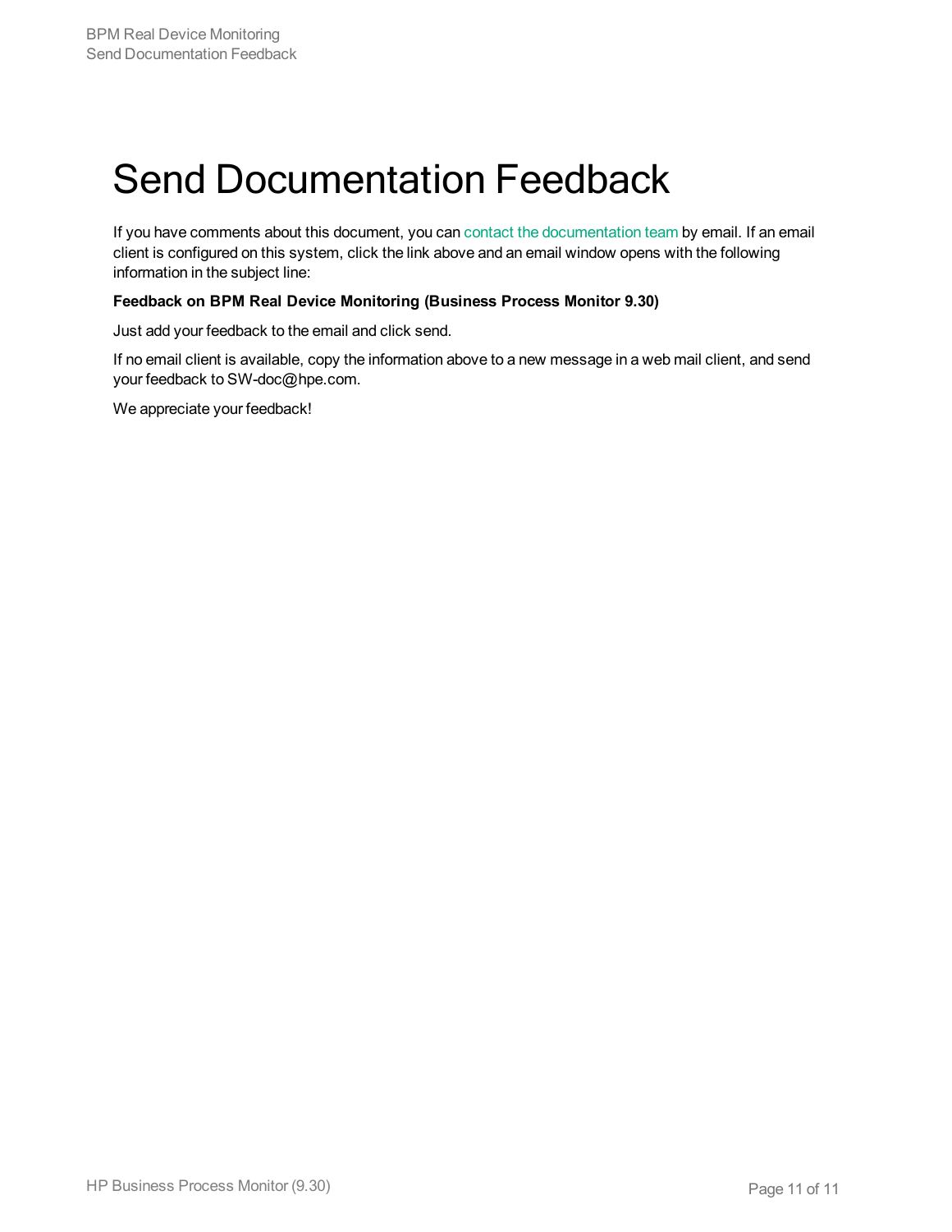# Send Documentation Feedback

If you have comments about this document, you can contact the documentation team by email. If an email client is configured on this system, click the link above and an email window opens with the following information in the subject line:

**Feedback on BPM Real Device Monitoring (Business Process Monitor 9.30)**

Just add your feedback to the email and click send.

If no email client is available, copy the information above to a new message in a web mail client, and send your feedback to SW-doc@hpe.com.

We appreciate your feedback!